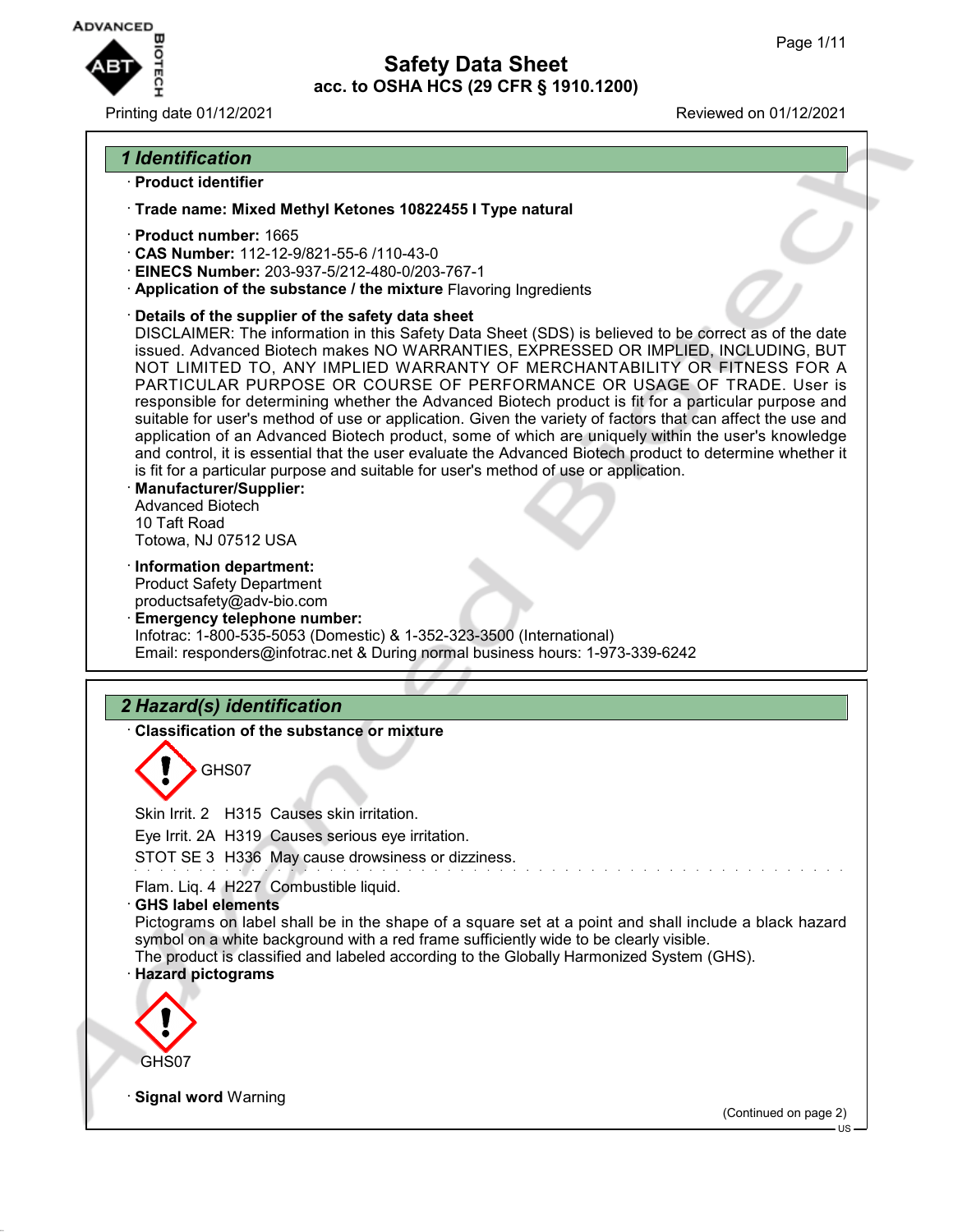# Safety Data Sheet
## acc. to OSHA HCS (29 CFR § 1910.1200)

Printing date 01/12/2021 Reviewed on 01/12/2021

## 1 Identification

· **Product identifier**

· **Trade name: Mixed Methyl Ketones 10822455 I Type natural**

· **Product number:** 1665
· **CAS Number:** 112-12-9/821-55-6 /110-43-0
· **EINECS Number:** 203-937-5/212-480-0/203-767-1
· **Application of the substance / the mixture** Flavoring Ingredients

· **Details of the supplier of the safety data sheet**
DISCLAIMER: The information in this Safety Data Sheet (SDS) is believed to be correct as of the date issued. Advanced Biotech makes NO WARRANTIES, EXPRESSED OR IMPLIED, INCLUDING, BUT NOT LIMITED TO, ANY IMPLIED WARRANTY OF MERCHANTABILITY OR FITNESS FOR A PARTICULAR PURPOSE OR COURSE OF PERFORMANCE OR USAGE OF TRADE. User is responsible for determining whether the Advanced Biotech product is fit for a particular purpose and suitable for user's method of use or application. Given the variety of factors that can affect the use and application of an Advanced Biotech product, some of which are uniquely within the user's knowledge and control, it is essential that the user evaluate the Advanced Biotech product to determine whether it is fit for a particular purpose and suitable for user's method of use or application.

· **Manufacturer/Supplier:**
Advanced Biotech
10 Taft Road
Totowa, NJ 07512 USA

· **Information department:**
Product Safety Department
productsafety@adv-bio.com

· **Emergency telephone number:**
Infotrac: 1-800-535-5053 (Domestic) & 1-352-323-3500 (International)
Email: responders@infotrac.net & During normal business hours: 1-973-339-6242

## 2 Hazard(s) identification

· **Classification of the substance or mixture**

GHS07

Skin Irrit. 2 H315 Causes skin irritation.

Eye Irrit. 2A H319 Causes serious eye irritation.

STOT SE 3 H336 May cause drowsiness or dizziness.

Flam. Liq. 4 H227 Combustible liquid.

· **GHS label elements**
Pictograms on label shall be in the shape of a square set at a point and shall include a black hazard symbol on a white background with a red frame sufficiently wide to be clearly visible.
The product is classified and labeled according to the Globally Harmonized System (GHS).

· **Hazard pictograms**

GHS07

· **Signal word** Warning

(Continued on page 2)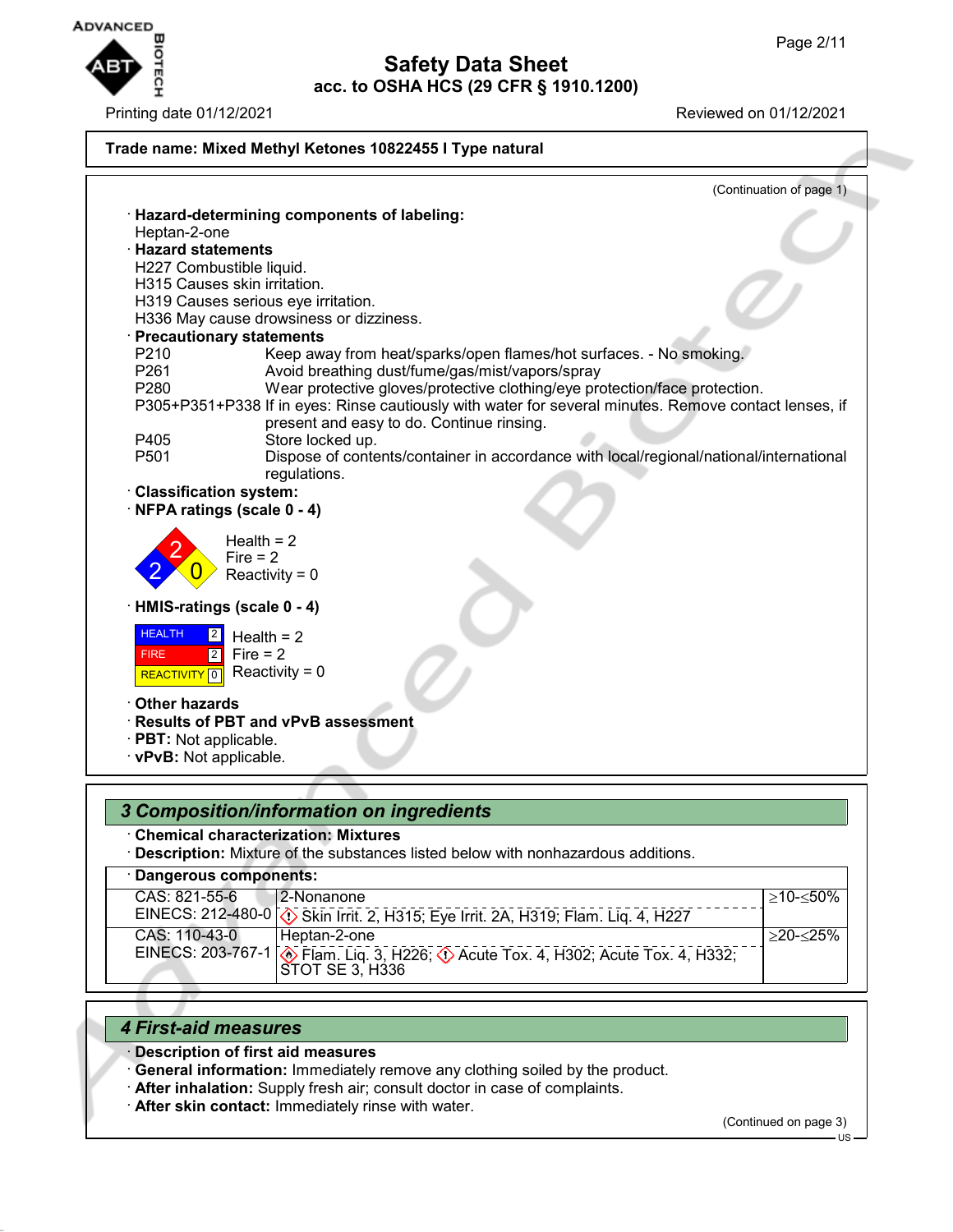Trade name: Mixed Methyl Ketones 10822455 I Type natural

(Continuation of page 1)

· **Hazard-determining components of labeling:**
Heptan-2-one
· **Hazard statements**
H227 Combustible liquid.
H315 Causes skin irritation.
H319 Causes serious eye irritation.
H336 May cause drowsiness or dizziness.
· **Precautionary statements**
P210 Keep away from heat/sparks/open flames/hot surfaces. - No smoking.
P261 Avoid breathing dust/fume/gas/mist/vapors/spray
P280 Wear protective gloves/protective clothing/eye protection/face protection.
P305+P351+P338 If in eyes: Rinse cautiously with water for several minutes. Remove contact lenses, if present and easy to do. Continue rinsing.
P405 Store locked up.
P501 Dispose of contents/container in accordance with local/regional/national/international regulations.
· **Classification system:**
· **NFPA ratings (scale 0 - 4)**

Health = 2
Fire = 2
Reactivity = 0

· **HMIS-ratings (scale 0 - 4)**

| | | |
|---|---|---|
| HEALTH | 2 | Health = 2 |
| FIRE | 2 | Fire = 2 |
| REACTIVITY | 0 | Reactivity = 0 |

· **Other hazards**
· **Results of PBT and vPvB assessment**
· **PBT:** Not applicable.
· **vPvB:** Not applicable.

## *3 Composition/information on ingredients*

· **Chemical characterization: Mixtures**
· **Description:** Mixture of the substances listed below with nonhazardous additions.

· **Dangerous components:**

| Identifiers | Component | Concentration |
|---|---|---|
| CAS: 821-55-6<br>EINECS: 212-480-0 | 2-Nonanone<br>Skin Irrit. 2, H315; Eye Irrit. 2A, H319; Flam. Liq. 4, H227 | ≥10-≤50% |
| CAS: 110-43-0<br>EINECS: 203-767-1 | Heptan-2-one<br>Flam. Liq. 3, H226; Acute Tox. 4, H302; Acute Tox. 4, H332; STOT SE 3, H336 | ≥20-≤25% |

## *4 First-aid measures*

· **Description of first aid measures**
· **General information:** Immediately remove any clothing soiled by the product.
· **After inhalation:** Supply fresh air; consult doctor in case of complaints.
· **After skin contact:** Immediately rinse with water.

(Continued on page 3)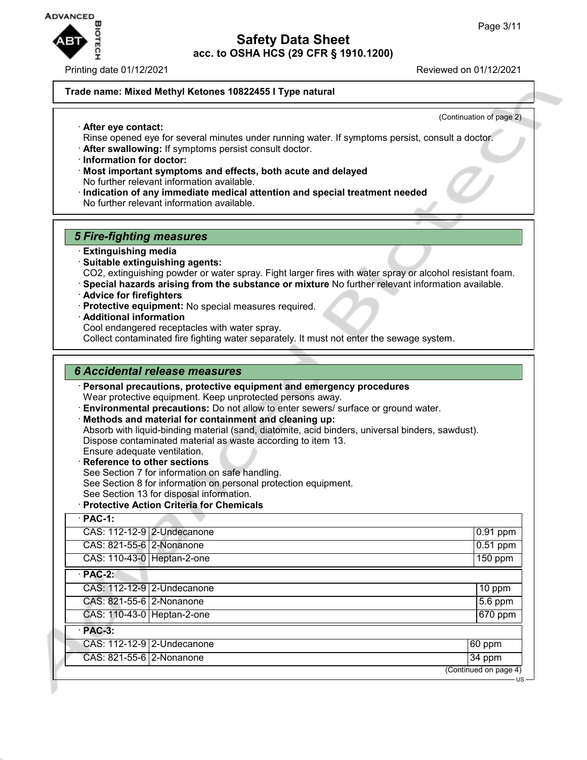Trade name: Mixed Methyl Ketones 10822455 I Type natural

(Continuation of page 2)

· **After eye contact:**
Rinse opened eye for several minutes under running water. If symptoms persist, consult a doctor.
· **After swallowing:** If symptoms persist consult doctor.
· **Information for doctor:**
· **Most important symptoms and effects, both acute and delayed**
No further relevant information available.
· **Indication of any immediate medical attention and special treatment needed**
No further relevant information available.

## 5 Fire-fighting measures

· **Extinguishing media**
· **Suitable extinguishing agents:**
$CO_2$, extinguishing powder or water spray. Fight larger fires with water spray or alcohol resistant foam.
· **Special hazards arising from the substance or mixture** No further relevant information available.
· **Advice for firefighters**
· **Protective equipment:** No special measures required.
· **Additional information**
Cool endangered receptacles with water spray.
Collect contaminated fire fighting water separately. It must not enter the sewage system.

## 6 Accidental release measures

· **Personal precautions, protective equipment and emergency procedures**
Wear protective equipment. Keep unprotected persons away.
· **Environmental precautions:** Do not allow to enter sewers/ surface or ground water.
· **Methods and material for containment and cleaning up:**
Absorb with liquid-binding material (sand, diatomite, acid binders, universal binders, sawdust).
Dispose contaminated material as waste according to item 13.
Ensure adequate ventilation.
· **Reference to other sections**
See Section 7 for information on safe handling.
See Section 8 for information on personal protection equipment.
See Section 13 for disposal information.
· **Protective Action Criteria for Chemicals**

| · **PAC-1:** | | |
|---|---|---|
| CAS: 112-12-9 | 2-Undecanone | 0.91 ppm |
| CAS: 821-55-6 | 2-Nonanone | 0.51 ppm |
| CAS: 110-43-0 | Heptan-2-one | 150 ppm |
| · **PAC-2:** | | |
| CAS: 112-12-9 | 2-Undecanone | 10 ppm |
| CAS: 821-55-6 | 2-Nonanone | 5.6 ppm |
| CAS: 110-43-0 | Heptan-2-one | 670 ppm |
| · **PAC-3:** | | |
| CAS: 112-12-9 | 2-Undecanone | 60 ppm |
| CAS: 821-55-6 | 2-Nonanone | 34 ppm |

(Continued on page 4)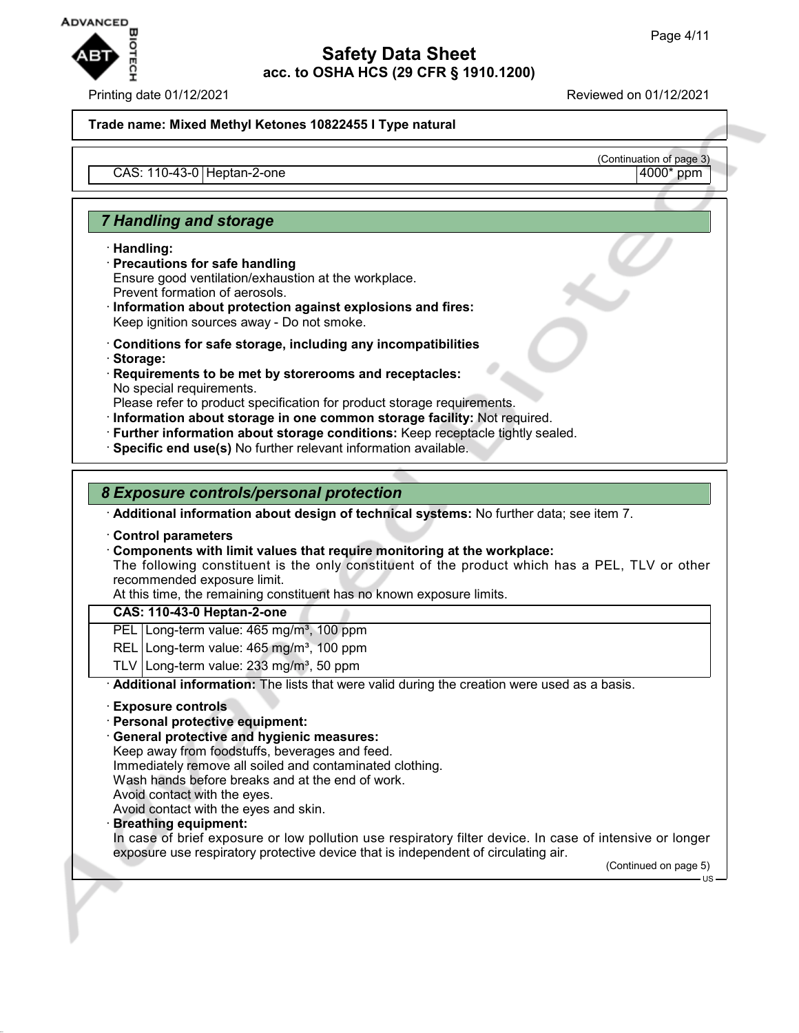**Trade name: Mixed Methyl Ketones 10822455 I Type natural**

(Continuation of page 3)

| CAS: 110-43-0 | Heptan-2-one | 4000* ppm |
|---|---|---|

## 7 Handling and storage

· **Handling:**

· **Precautions for safe handling**
Ensure good ventilation/exhaustion at the workplace.
Prevent formation of aerosols.

· **Information about protection against explosions and fires:**
Keep ignition sources away - Do not smoke.

· **Conditions for safe storage, including any incompatibilities**

· **Storage:**

· **Requirements to be met by storerooms and receptacles:**
No special requirements.
Please refer to product specification for product storage requirements.

· **Information about storage in one common storage facility:** Not required.

· **Further information about storage conditions:** Keep receptacle tightly sealed.

· **Specific end use(s)** No further relevant information available.

## 8 Exposure controls/personal protection

· **Additional information about design of technical systems:** No further data; see item 7.

· **Control parameters**

· **Components with limit values that require monitoring at the workplace:**
The following constituent is the only constituent of the product which has a PEL, TLV or other recommended exposure limit.
At this time, the remaining constituent has no known exposure limits.

| **CAS: 110-43-0 Heptan-2-one** | |
|---|---|
| PEL | Long-term value: 465 mg/m³, 100 ppm |
| REL | Long-term value: 465 mg/m³, 100 ppm |
| TLV | Long-term value: 233 mg/m³, 50 ppm |

· **Additional information:** The lists that were valid during the creation were used as a basis.

· **Exposure controls**

· **Personal protective equipment:**

· **General protective and hygienic measures:**
Keep away from foodstuffs, beverages and feed.
Immediately remove all soiled and contaminated clothing.
Wash hands before breaks and at the end of work.
Avoid contact with the eyes.
Avoid contact with the eyes and skin.

· **Breathing equipment:**
In case of brief exposure or low pollution use respiratory filter device. In case of intensive or longer exposure use respiratory protective device that is independent of circulating air.

(Continued on page 5)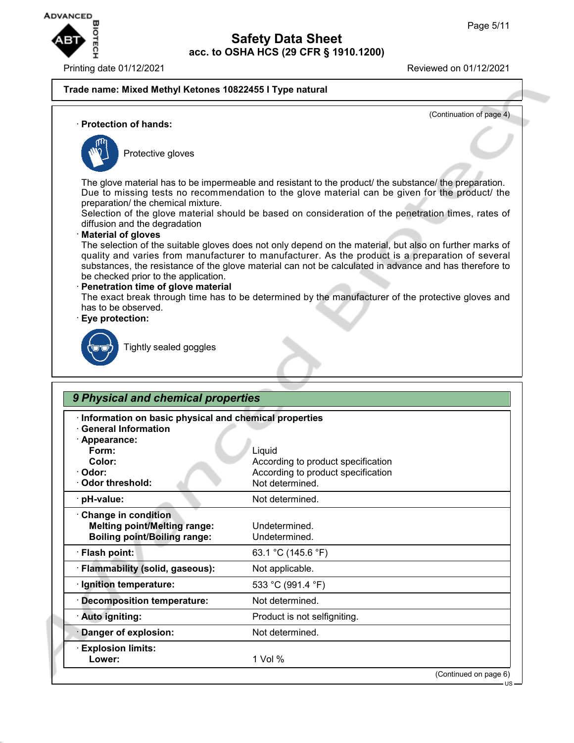Trade name: Mixed Methyl Ketones 10822455 I Type natural

(Continuation of page 4)

· **Protection of hands:**

Protective gloves

The glove material has to be impermeable and resistant to the product/ the substance/ the preparation.
Due to missing tests no recommendation to the glove material can be given for the product/ the preparation/ the chemical mixture.
Selection of the glove material should be based on consideration of the penetration times, rates of diffusion and the degradation

· **Material of gloves**
The selection of the suitable gloves does not only depend on the material, but also on further marks of quality and varies from manufacturer to manufacturer. As the product is a preparation of several substances, the resistance of the glove material can not be calculated in advance and has therefore to be checked prior to the application.

· **Penetration time of glove material**
The exact break through time has to be determined by the manufacturer of the protective gloves and has to be observed.

· **Eye protection:**

Tightly sealed goggles

## 9 Physical and chemical properties

| | |
|---|---|
| · **Information on basic physical and chemical properties** | |
| · **General Information** | |
| · **Appearance:** | |
| **Form:** | Liquid |
| **Color:** | According to product specification |
| · **Odor:** | According to product specification |
| · **Odor threshold:** | Not determined. |
| · **pH-value:** | Not determined. |
| · **Change in condition** | |
| **Melting point/Melting range:** | Undetermined. |
| **Boiling point/Boiling range:** | Undetermined. |
| · **Flash point:** | 63.1 °C (145.6 °F) |
| · **Flammability (solid, gaseous):** | Not applicable. |
| · **Ignition temperature:** | 533 °C (991.4 °F) |
| · **Decomposition temperature:** | Not determined. |
| · **Auto igniting:** | Product is not selfigniting. |
| · **Danger of explosion:** | Not determined. |
| · **Explosion limits:** | |
| **Lower:** | 1 Vol % |

(Continued on page 6)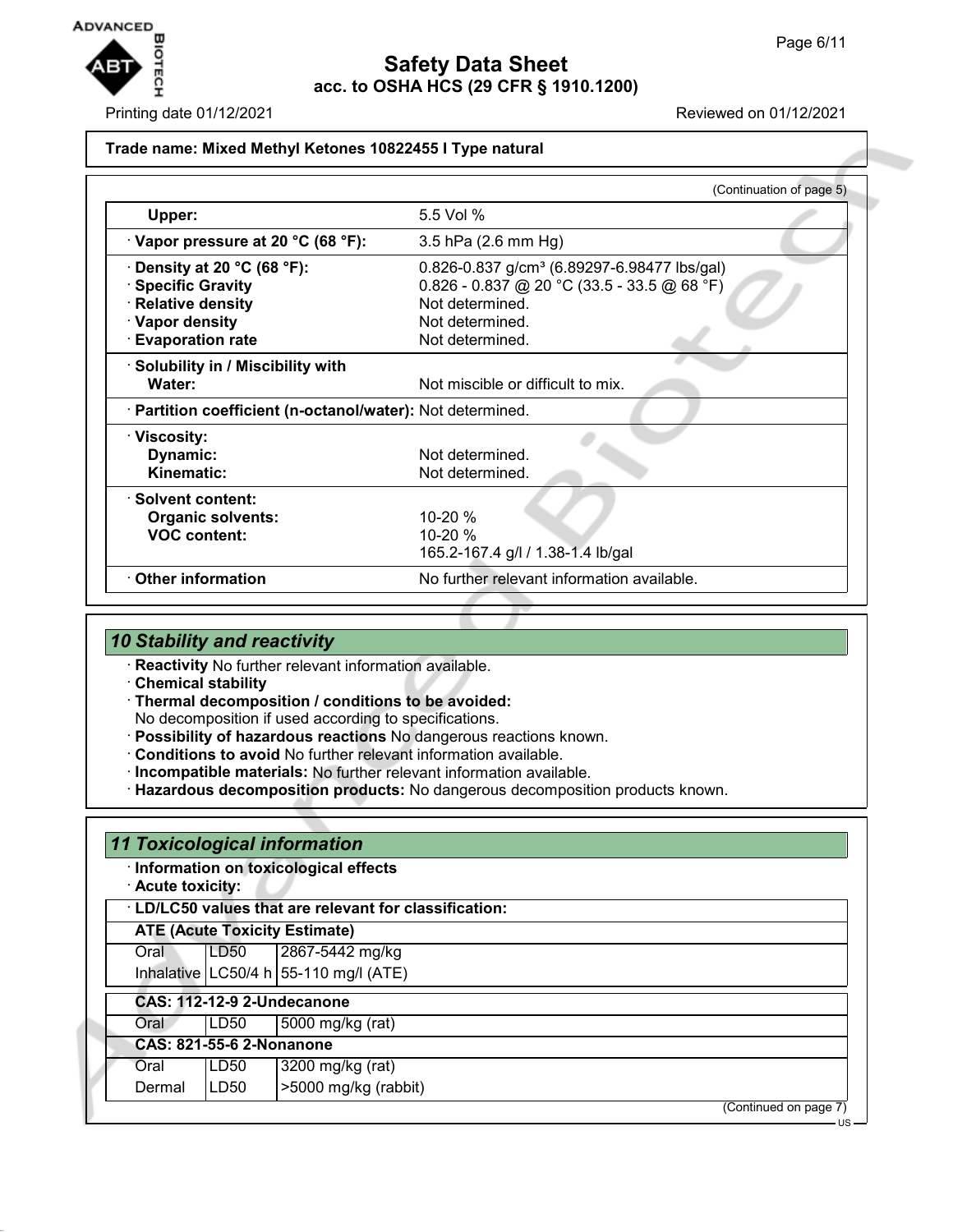**Trade name: Mixed Methyl Ketones 10822455 I Type natural**

(Continuation of page 5)

| | |
|---|---|
| **Upper:** | 5.5 Vol % |
| · **Vapor pressure at 20 °C (68 °F):** | 3.5 hPa (2.6 mm Hg) |
| · **Density at 20 °C (68 °F):** | 0.826-0.837 g/cm³ (6.89297-6.98477 lbs/gal) |
| · **Specific Gravity** | 0.826 - 0.837 @ 20 °C (33.5 - 33.5 @ 68 °F) |
| · **Relative density** | Not determined. |
| · **Vapor density** | Not determined. |
| · **Evaporation rate** | Not determined. |
| · **Solubility in / Miscibility with** | |
| **Water:** | Not miscible or difficult to mix. |
| · **Partition coefficient (n-octanol/water):** | Not determined. |
| · **Viscosity:** | |
| **Dynamic:** | Not determined. |
| **Kinematic:** | Not determined. |
| · **Solvent content:** | |
| **Organic solvents:** | 10-20 % |
| **VOC content:** | 10-20 % |
| | 165.2-167.4 g/l / 1.38-1.4 lb/gal |
| · **Other information** | No further relevant information available. |

## *10 Stability and reactivity*

· **Reactivity** No further relevant information available.
· **Chemical stability**
· **Thermal decomposition / conditions to be avoided:**
No decomposition if used according to specifications.
· **Possibility of hazardous reactions** No dangerous reactions known.
· **Conditions to avoid** No further relevant information available.
· **Incompatible materials:** No further relevant information available.
· **Hazardous decomposition products:** No dangerous decomposition products known.

## *11 Toxicological information*

· **Information on toxicological effects**
· **Acute toxicity:**

| · **LD/LC50 values that are relevant for classification:** | | |
|---|---|---|
| **ATE (Acute Toxicity Estimate)** | | |
| Oral | LD50 | 2867-5442 mg/kg |
| Inhalative | LC50/4 h | 55-110 mg/l (ATE) |
| **CAS: 112-12-9 2-Undecanone** | | |
| Oral | LD50 | 5000 mg/kg (rat) |
| **CAS: 821-55-6 2-Nonanone** | | |
| Oral | LD50 | 3200 mg/kg (rat) |
| Dermal | LD50 | >5000 mg/kg (rabbit) |

(Continued on page 7)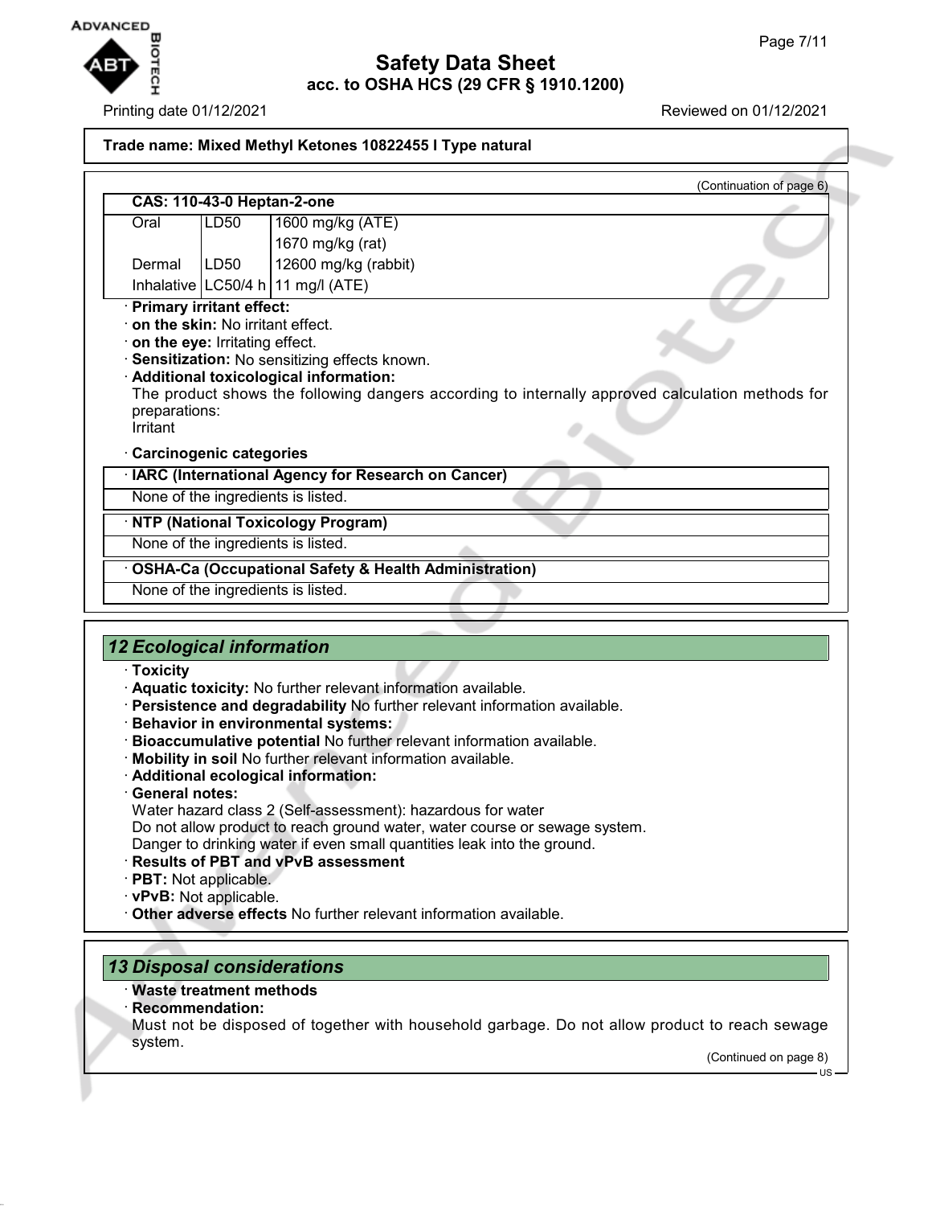**Trade name: Mixed Methyl Ketones 10822455 I Type natural**

(Continuation of page 6)

| CAS: 110-43-0 Heptan-2-one | | |
|---|---|---|
| Oral | LD50 | 1600 mg/kg (ATE) |
| | | 1670 mg/kg (rat) |
| Dermal | LD50 | 12600 mg/kg (rabbit) |
| Inhalative | LC50/4 h | 11 mg/l (ATE) |

· **Primary irritant effect:**
· **on the skin:** No irritant effect.
· **on the eye:** Irritating effect.
· **Sensitization:** No sensitizing effects known.
· **Additional toxicological information:**
The product shows the following dangers according to internally approved calculation methods for preparations:
Irritant

· **Carcinogenic categories**

| · IARC (International Agency for Research on Cancer) |
|---|
| None of the ingredients is listed. |

| · NTP (National Toxicology Program) |
|---|
| None of the ingredients is listed. |

| · OSHA-Ca (Occupational Safety & Health Administration) |
|---|
| None of the ingredients is listed. |

## *12 Ecological information*

· **Toxicity**
· **Aquatic toxicity:** No further relevant information available.
· **Persistence and degradability** No further relevant information available.
· **Behavior in environmental systems:**
· **Bioaccumulative potential** No further relevant information available.
· **Mobility in soil** No further relevant information available.
· **Additional ecological information:**
· **General notes:**
Water hazard class 2 (Self-assessment): hazardous for water
Do not allow product to reach ground water, water course or sewage system.
Danger to drinking water if even small quantities leak into the ground.
· **Results of PBT and vPvB assessment**
· **PBT:** Not applicable.
· **vPvB:** Not applicable.
· **Other adverse effects** No further relevant information available.

## *13 Disposal considerations*

· **Waste treatment methods**
· **Recommendation:**
Must not be disposed of together with household garbage. Do not allow product to reach sewage system.

(Continued on page 8)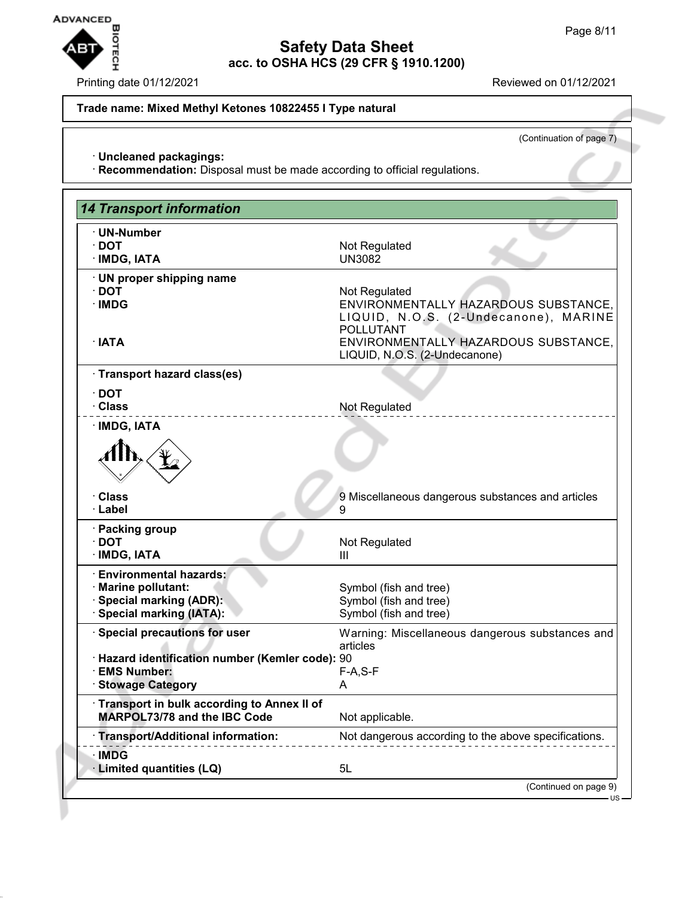**Trade name: Mixed Methyl Ketones 10822455 I Type natural**

(Continuation of page 7)

· **Uncleaned packagings:**
· **Recommendation:** Disposal must be made according to official regulations.

## 14 Transport information

| | |
|---|---|
| · **UN-Number** | |
| · **DOT** | Not Regulated |
| · **IMDG, IATA** | UN3082 |
| · **UN proper shipping name** | |
| · **DOT** | Not Regulated |
| · **IMDG** | ENVIRONMENTALLY HAZARDOUS SUBSTANCE, LIQUID, N.O.S. (2-Undecanone), MARINE POLLUTANT |
| · **IATA** | ENVIRONMENTALLY HAZARDOUS SUBSTANCE, LIQUID, N.O.S. (2-Undecanone) |
| · **Transport hazard class(es)** | |
| · **DOT** | |
| · **Class** | Not Regulated |
| · **IMDG, IATA** | |
| · **Class** | 9 Miscellaneous dangerous substances and articles |
| · **Label** | 9 |
| · **Packing group** | |
| · **DOT** | Not Regulated |
| · **IMDG, IATA** | III |
| · **Environmental hazards:** | |
| · **Marine pollutant:** | Symbol (fish and tree) |
| · **Special marking (ADR):** | Symbol (fish and tree) |
| · **Special marking (IATA):** | Symbol (fish and tree) |
| · **Special precautions for user** | Warning: Miscellaneous dangerous substances and articles |
| · **Hazard identification number (Kemler code):** | 90 |
| · **EMS Number:** | F-A,S-F |
| · **Stowage Category** | A |
| · **Transport in bulk according to Annex II of MARPOL73/78 and the IBC Code** | Not applicable. |
| · **Transport/Additional information:** | Not dangerous according to the above specifications. |
| · **IMDG** | |
| · **Limited quantities (LQ)** | 5L |

(Continued on page 9)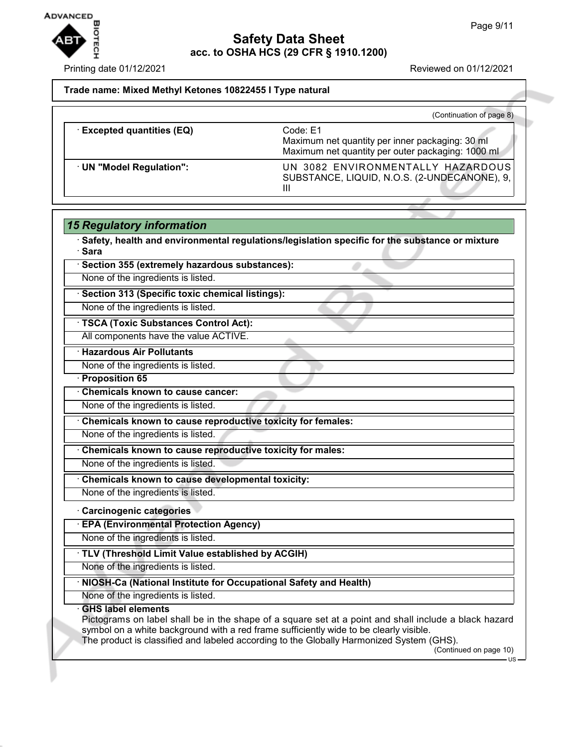**Trade name: Mixed Methyl Ketones 10822455 I Type natural**

(Continuation of page 8)

| | |
|---|---|
| · **Excepted quantities (EQ)** | Code: E1<br>Maximum net quantity per inner packaging: 30 ml<br>Maximum net quantity per outer packaging: 1000 ml |
| · **UN "Model Regulation":** | UN 3082 ENVIRONMENTALLY HAZARDOUS SUBSTANCE, LIQUID, N.O.S. (2-UNDECANONE), 9, III |

## *15 Regulatory information*

· **Safety, health and environmental regulations/legislation specific for the substance or mixture**

· **Sara**

· **Section 355 (extremely hazardous substances):**

None of the ingredients is listed.

· **Section 313 (Specific toxic chemical listings):**

None of the ingredients is listed.

· **TSCA (Toxic Substances Control Act):**

All components have the value ACTIVE.

· **Hazardous Air Pollutants**

None of the ingredients is listed.

· **Proposition 65**

· **Chemicals known to cause cancer:**

None of the ingredients is listed.

· **Chemicals known to cause reproductive toxicity for females:**

None of the ingredients is listed.

· **Chemicals known to cause reproductive toxicity for males:**

None of the ingredients is listed.

· **Chemicals known to cause developmental toxicity:**

None of the ingredients is listed.

· **Carcinogenic categories**

· **EPA (Environmental Protection Agency)**

None of the ingredients is listed.

· **TLV (Threshold Limit Value established by ACGIH)**

None of the ingredients is listed.

· **NIOSH-Ca (National Institute for Occupational Safety and Health)**

None of the ingredients is listed.

· **GHS label elements**

Pictograms on label shall be in the shape of a square set at a point and shall include a black hazard symbol on a white background with a red frame sufficiently wide to be clearly visible.
The product is classified and labeled according to the Globally Harmonized System (GHS).

(Continued on page 10)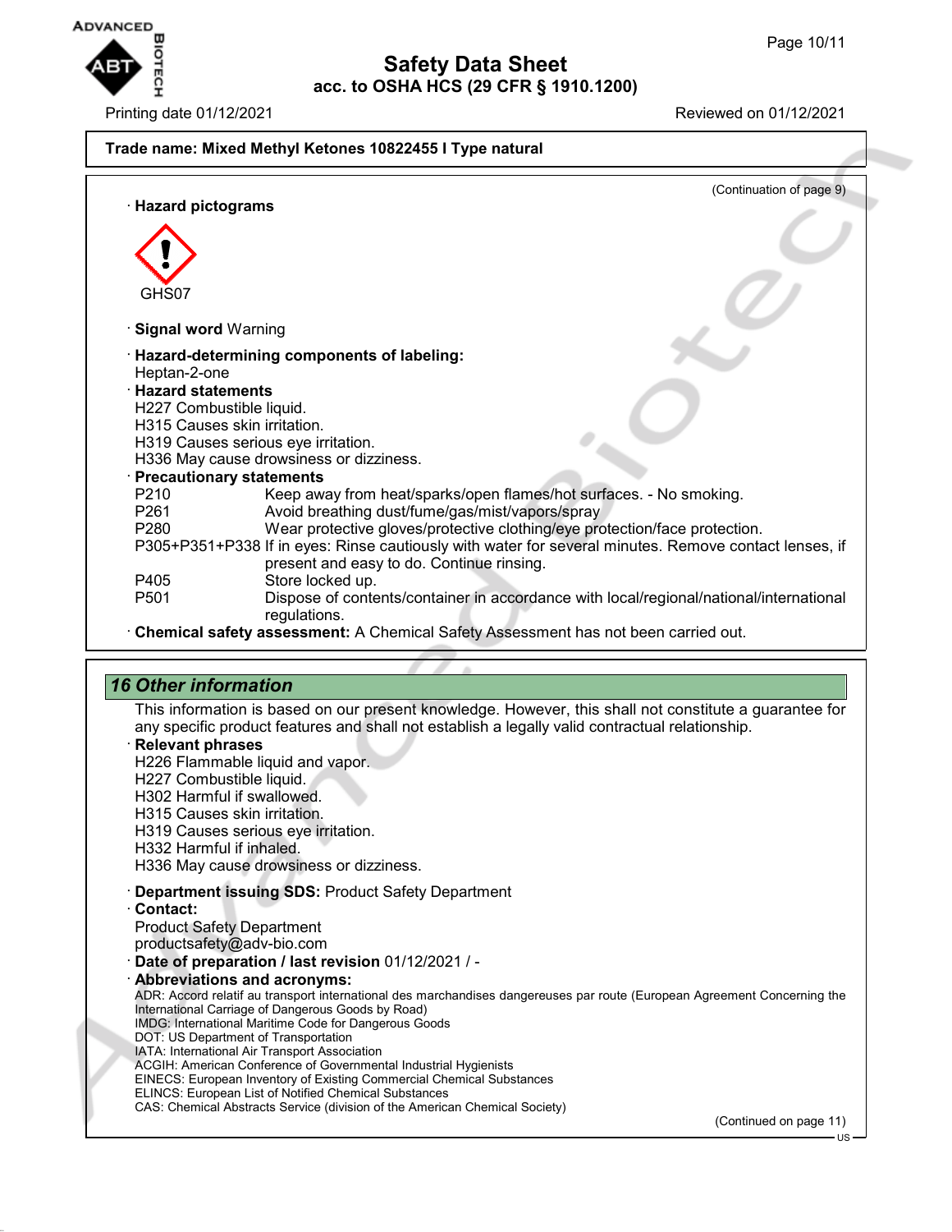**Trade name: Mixed Methyl Ketones 10822455 I Type natural**

(Continuation of page 9)

· **Hazard pictograms**

GHS07

· **Signal word** Warning

· **Hazard-determining components of labeling:**
Heptan-2-one

· **Hazard statements**
H227 Combustible liquid.
H315 Causes skin irritation.
H319 Causes serious eye irritation.
H336 May cause drowsiness or dizziness.

· **Precautionary statements**

| | |
|---|---|
| P210 | Keep away from heat/sparks/open flames/hot surfaces. - No smoking. |
| P261 | Avoid breathing dust/fume/gas/mist/vapors/spray |
| P280 | Wear protective gloves/protective clothing/eye protection/face protection. |
| P305+P351+P338 | If in eyes: Rinse cautiously with water for several minutes. Remove contact lenses, if present and easy to do. Continue rinsing. |
| P405 | Store locked up. |
| P501 | Dispose of contents/container in accordance with local/regional/national/international regulations. |

· **Chemical safety assessment:** A Chemical Safety Assessment has not been carried out.

## *16 Other information*

This information is based on our present knowledge. However, this shall not constitute a guarantee for any specific product features and shall not establish a legally valid contractual relationship.

· **Relevant phrases**
H226 Flammable liquid and vapor.
H227 Combustible liquid.
H302 Harmful if swallowed.
H315 Causes skin irritation.
H319 Causes serious eye irritation.
H332 Harmful if inhaled.
H336 May cause drowsiness or dizziness.

· **Department issuing SDS:** Product Safety Department

· **Contact:**
Product Safety Department
productsafety@adv-bio.com

· **Date of preparation / last revision** 01/12/2021 / -

· **Abbreviations and acronyms:**
ADR: Accord relatif au transport international des marchandises dangereuses par route (European Agreement Concerning the International Carriage of Dangerous Goods by Road)
IMDG: International Maritime Code for Dangerous Goods
DOT: US Department of Transportation
IATA: International Air Transport Association
ACGIH: American Conference of Governmental Industrial Hygienists
EINECS: European Inventory of Existing Commercial Chemical Substances
ELINCS: European List of Notified Chemical Substances
CAS: Chemical Abstracts Service (division of the American Chemical Society)

(Continued on page 11)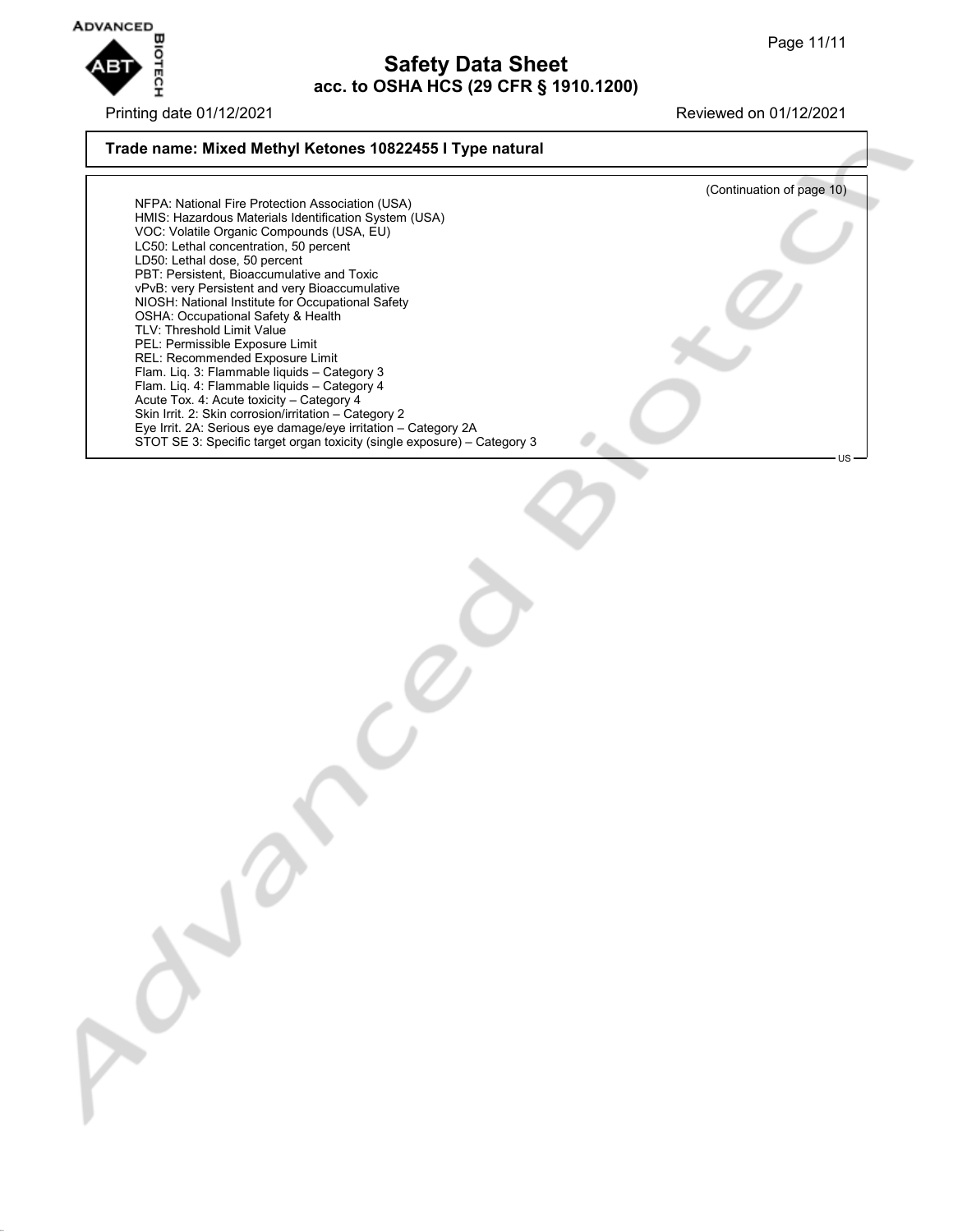**Trade name: Mixed Methyl Ketones 10822455 I Type natural**

(Continuation of page 10)

NFPA: National Fire Protection Association (USA)
HMIS: Hazardous Materials Identification System (USA)
VOC: Volatile Organic Compounds (USA, EU)
LC50: Lethal concentration, 50 percent
LD50: Lethal dose, 50 percent
PBT: Persistent, Bioaccumulative and Toxic
vPvB: very Persistent and very Bioaccumulative
NIOSH: National Institute for Occupational Safety
OSHA: Occupational Safety & Health
TLV: Threshold Limit Value
PEL: Permissible Exposure Limit
REL: Recommended Exposure Limit
Flam. Liq. 3: Flammable liquids – Category 3
Flam. Liq. 4: Flammable liquids – Category 4
Acute Tox. 4: Acute toxicity – Category 4
Skin Irrit. 2: Skin corrosion/irritation – Category 2
Eye Irrit. 2A: Serious eye damage/eye irritation – Category 2A
STOT SE 3: Specific target organ toxicity (single exposure) – Category 3